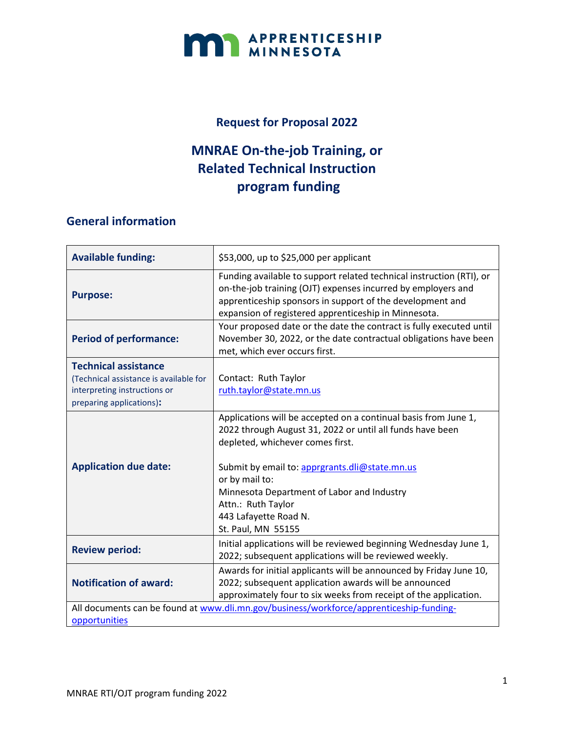# Request for Proposal 2022

## MNRAE On-the-job Training, or Related Technical Instruction program funding

## General information

| | |
|---|---|
| **Available funding:** | $53,000, up to $25,000 per applicant |
| **Purpose:** | Funding available to support related technical instruction (RTI), or on-the-job training (OJT) expenses incurred by employers and apprenticeship sponsors in support of the development and expansion of registered apprenticeship in Minnesota. |
| **Period of performance:** | Your proposed date or the date the contract is fully executed until November 30, 2022, or the date contractual obligations have been met, which ever occurs first. |
| **Technical assistance** (Technical assistance is available for interpreting instructions or preparing applications)**:** | Contact: Ruth Taylor ruth.taylor@state.mn.us |
| **Application due date:** | Applications will be accepted on a continual basis from June 1, 2022 through August 31, 2022 or until all funds have been depleted, whichever comes first.<br><br>Submit by email to: apprgrants.dli@state.mn.us<br>or by mail to:<br>Minnesota Department of Labor and Industry<br>Attn.: Ruth Taylor<br>443 Lafayette Road N.<br>St. Paul, MN 55155 |
| **Review period:** | Initial applications will be reviewed beginning Wednesday June 1, 2022; subsequent applications will be reviewed weekly. |
| **Notification of award:** | Awards for initial applicants will be announced by Friday June 10, 2022; subsequent application awards will be announced approximately four to six weeks from receipt of the application. |
| All documents can be found at www.dli.mn.gov/business/workforce/apprenticeship-funding-opportunities | |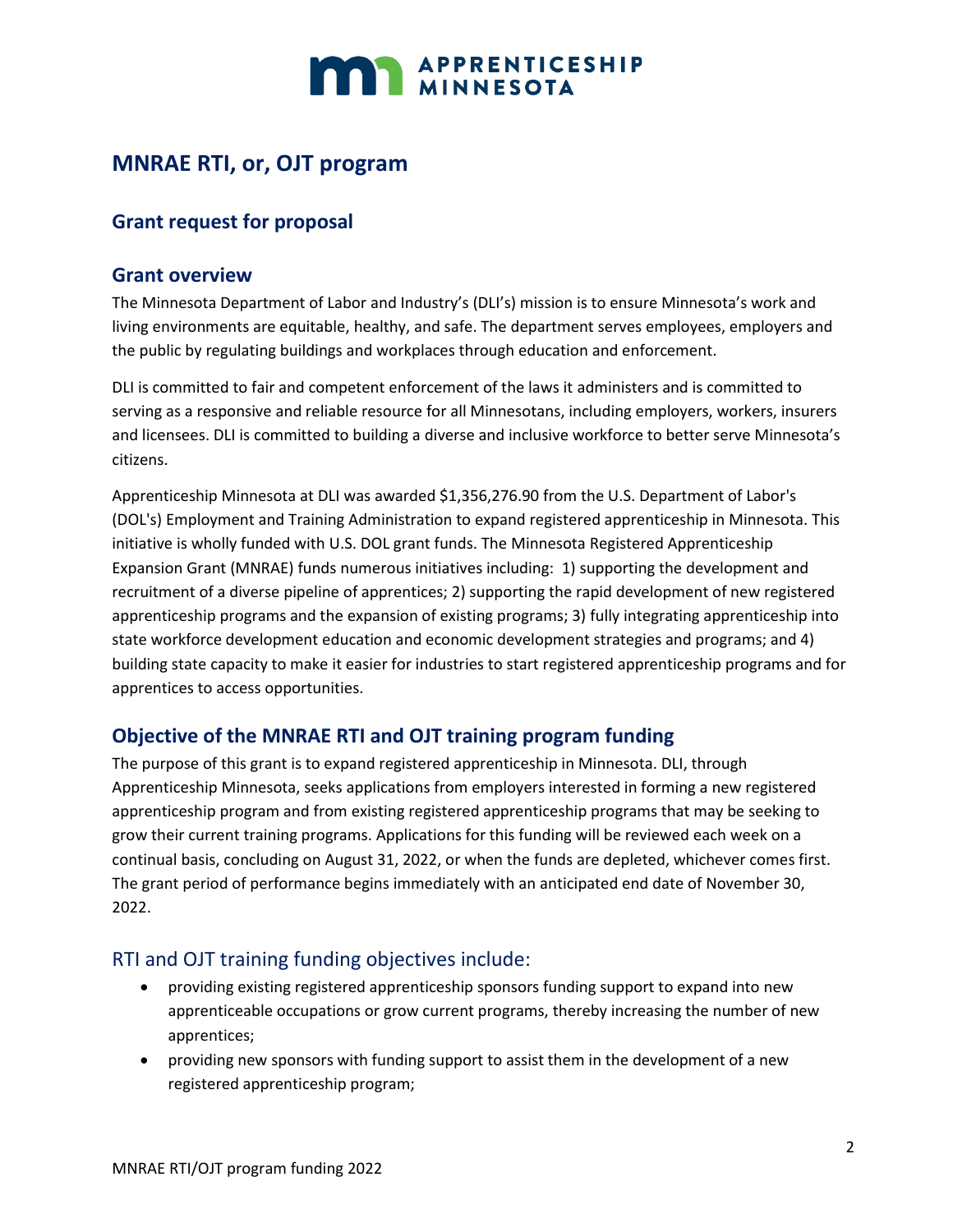# MNRAE RTI, or, OJT program

## Grant request for proposal

## Grant overview

The Minnesota Department of Labor and Industry's (DLI's) mission is to ensure Minnesota's work and living environments are equitable, healthy, and safe. The department serves employees, employers and the public by regulating buildings and workplaces through education and enforcement.

DLI is committed to fair and competent enforcement of the laws it administers and is committed to serving as a responsive and reliable resource for all Minnesotans, including employers, workers, insurers and licensees. DLI is committed to building a diverse and inclusive workforce to better serve Minnesota's citizens.

Apprenticeship Minnesota at DLI was awarded $1,356,276.90 from the U.S. Department of Labor's (DOL's) Employment and Training Administration to expand registered apprenticeship in Minnesota. This initiative is wholly funded with U.S. DOL grant funds. The Minnesota Registered Apprenticeship Expansion Grant (MNRAE) funds numerous initiatives including: 1) supporting the development and recruitment of a diverse pipeline of apprentices; 2) supporting the rapid development of new registered apprenticeship programs and the expansion of existing programs; 3) fully integrating apprenticeship into state workforce development education and economic development strategies and programs; and 4) building state capacity to make it easier for industries to start registered apprenticeship programs and for apprentices to access opportunities.

## Objective of the MNRAE RTI and OJT training program funding

The purpose of this grant is to expand registered apprenticeship in Minnesota. DLI, through Apprenticeship Minnesota, seeks applications from employers interested in forming a new registered apprenticeship program and from existing registered apprenticeship programs that may be seeking to grow their current training programs. Applications for this funding will be reviewed each week on a continual basis, concluding on August 31, 2022, or when the funds are depleted, whichever comes first. The grant period of performance begins immediately with an anticipated end date of November 30, 2022.

### RTI and OJT training funding objectives include:

- providing existing registered apprenticeship sponsors funding support to expand into new apprenticeable occupations or grow current programs, thereby increasing the number of new apprentices;
- providing new sponsors with funding support to assist them in the development of a new registered apprenticeship program;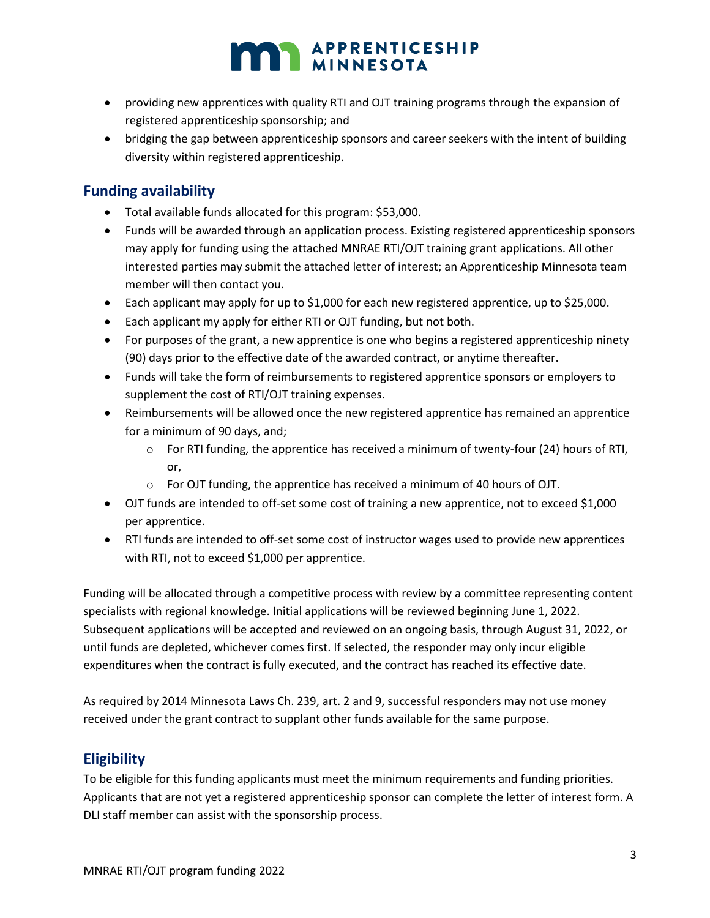- providing new apprentices with quality RTI and OJT training programs through the expansion of registered apprenticeship sponsorship; and
- bridging the gap between apprenticeship sponsors and career seekers with the intent of building diversity within registered apprenticeship.

## Funding availability

- Total available funds allocated for this program: $53,000.
- Funds will be awarded through an application process. Existing registered apprenticeship sponsors may apply for funding using the attached MNRAE RTI/OJT training grant applications. All other interested parties may submit the attached letter of interest; an Apprenticeship Minnesota team member will then contact you.
- Each applicant may apply for up to $1,000 for each new registered apprentice, up to $25,000.
- Each applicant my apply for either RTI or OJT funding, but not both.
- For purposes of the grant, a new apprentice is one who begins a registered apprenticeship ninety (90) days prior to the effective date of the awarded contract, or anytime thereafter.
- Funds will take the form of reimbursements to registered apprentice sponsors or employers to supplement the cost of RTI/OJT training expenses.
- Reimbursements will be allowed once the new registered apprentice has remained an apprentice for a minimum of 90 days, and;
  - For RTI funding, the apprentice has received a minimum of twenty-four (24) hours of RTI, or,
  - For OJT funding, the apprentice has received a minimum of 40 hours of OJT.
- OJT funds are intended to off-set some cost of training a new apprentice, not to exceed $1,000 per apprentice.
- RTI funds are intended to off-set some cost of instructor wages used to provide new apprentices with RTI, not to exceed $1,000 per apprentice.

Funding will be allocated through a competitive process with review by a committee representing content specialists with regional knowledge. Initial applications will be reviewed beginning June 1, 2022. Subsequent applications will be accepted and reviewed on an ongoing basis, through August 31, 2022, or until funds are depleted, whichever comes first. If selected, the responder may only incur eligible expenditures when the contract is fully executed, and the contract has reached its effective date.

As required by 2014 Minnesota Laws Ch. 239, art. 2 and 9, successful responders may not use money received under the grant contract to supplant other funds available for the same purpose.

## Eligibility

To be eligible for this funding applicants must meet the minimum requirements and funding priorities. Applicants that are not yet a registered apprenticeship sponsor can complete the letter of interest form. A DLI staff member can assist with the sponsorship process.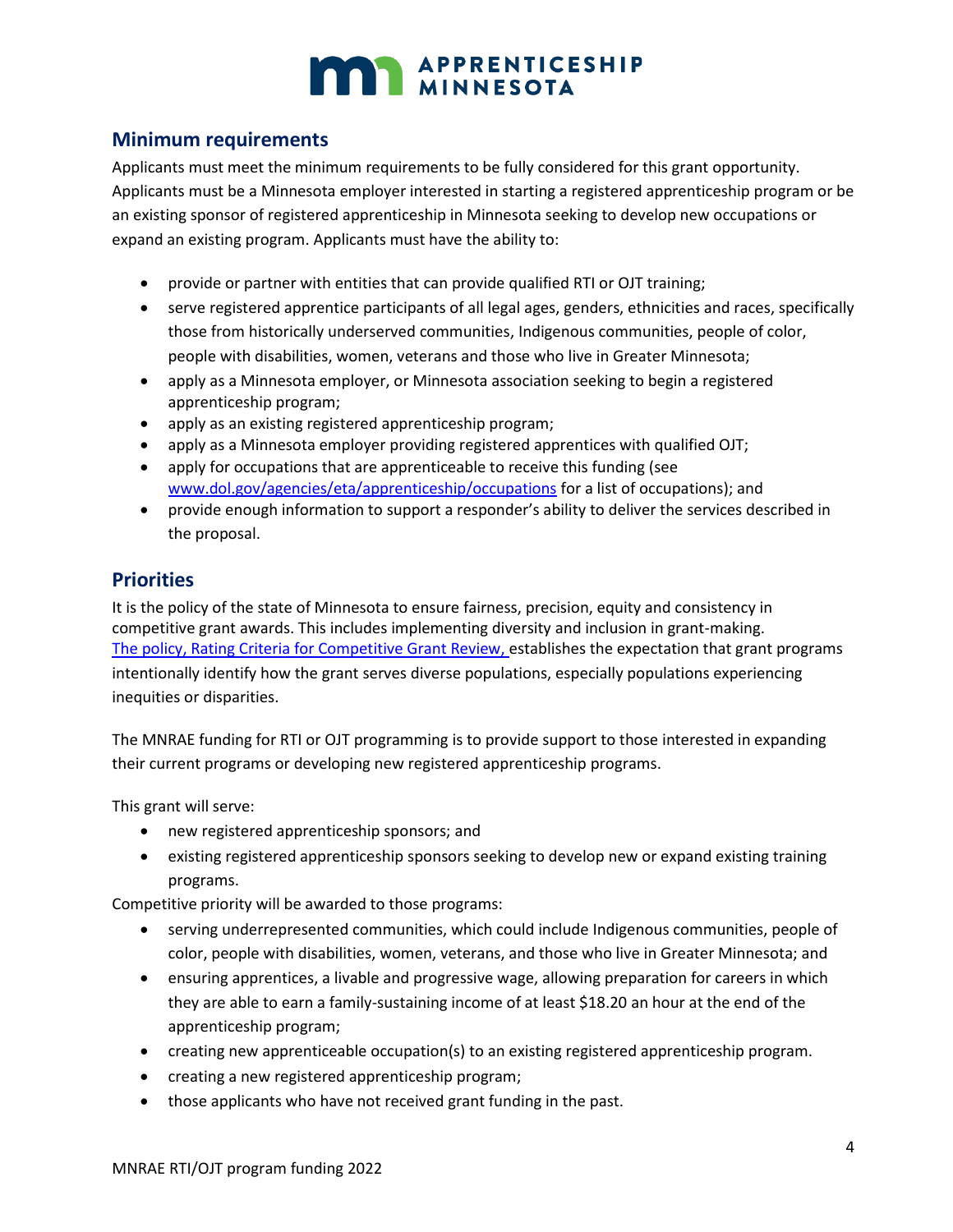## Minimum requirements

Applicants must meet the minimum requirements to be fully considered for this grant opportunity. Applicants must be a Minnesota employer interested in starting a registered apprenticeship program or be an existing sponsor of registered apprenticeship in Minnesota seeking to develop new occupations or expand an existing program. Applicants must have the ability to:

- provide or partner with entities that can provide qualified RTI or OJT training;
- serve registered apprentice participants of all legal ages, genders, ethnicities and races, specifically those from historically underserved communities, Indigenous communities, people of color, people with disabilities, women, veterans and those who live in Greater Minnesota;
- apply as a Minnesota employer, or Minnesota association seeking to begin a registered apprenticeship program;
- apply as an existing registered apprenticeship program;
- apply as a Minnesota employer providing registered apprentices with qualified OJT;
- apply for occupations that are apprenticeable to receive this funding (see www.dol.gov/agencies/eta/apprenticeship/occupations for a list of occupations); and
- provide enough information to support a responder's ability to deliver the services described in the proposal.

## Priorities

It is the policy of the state of Minnesota to ensure fairness, precision, equity and consistency in competitive grant awards. This includes implementing diversity and inclusion in grant-making. The policy, Rating Criteria for Competitive Grant Review, establishes the expectation that grant programs intentionally identify how the grant serves diverse populations, especially populations experiencing inequities or disparities.

The MNRAE funding for RTI or OJT programming is to provide support to those interested in expanding their current programs or developing new registered apprenticeship programs.

This grant will serve:

- new registered apprenticeship sponsors; and
- existing registered apprenticeship sponsors seeking to develop new or expand existing training programs.

Competitive priority will be awarded to those programs:

- serving underrepresented communities, which could include Indigenous communities, people of color, people with disabilities, women, veterans, and those who live in Greater Minnesota; and
- ensuring apprentices, a livable and progressive wage, allowing preparation for careers in which they are able to earn a family-sustaining income of at least $18.20 an hour at the end of the apprenticeship program;
- creating new apprenticeable occupation(s) to an existing registered apprenticeship program.
- creating a new registered apprenticeship program;
- those applicants who have not received grant funding in the past.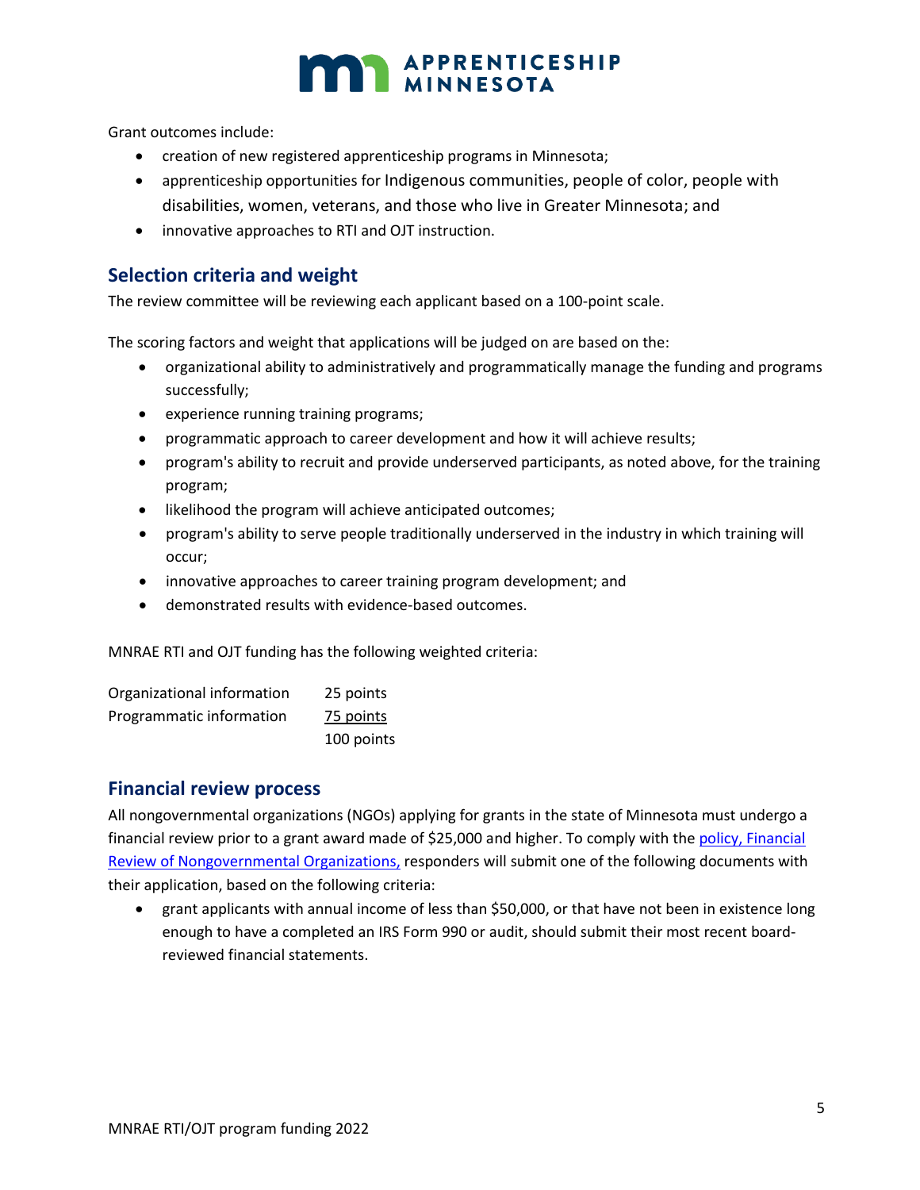Grant outcomes include:

- creation of new registered apprenticeship programs in Minnesota;
- apprenticeship opportunities for Indigenous communities, people of color, people with disabilities, women, veterans, and those who live in Greater Minnesota; and
- innovative approaches to RTI and OJT instruction.

## Selection criteria and weight

The review committee will be reviewing each applicant based on a 100-point scale.

The scoring factors and weight that applications will be judged on are based on the:

- organizational ability to administratively and programmatically manage the funding and programs successfully;
- experience running training programs;
- programmatic approach to career development and how it will achieve results;
- program's ability to recruit and provide underserved participants, as noted above, for the training program;
- likelihood the program will achieve anticipated outcomes;
- program's ability to serve people traditionally underserved in the industry in which training will occur;
- innovative approaches to career training program development; and
- demonstrated results with evidence-based outcomes.

MNRAE RTI and OJT funding has the following weighted criteria:

| | |
|---|---|
| Organizational information | 25 points |
| Programmatic information | 75 points |
| | 100 points |

## Financial review process

All nongovernmental organizations (NGOs) applying for grants in the state of Minnesota must undergo a financial review prior to a grant award made of $25,000 and higher. To comply with the policy, Financial Review of Nongovernmental Organizations, responders will submit one of the following documents with their application, based on the following criteria:

- grant applicants with annual income of less than $50,000, or that have not been in existence long enough to have a completed an IRS Form 990 or audit, should submit their most recent board-reviewed financial statements.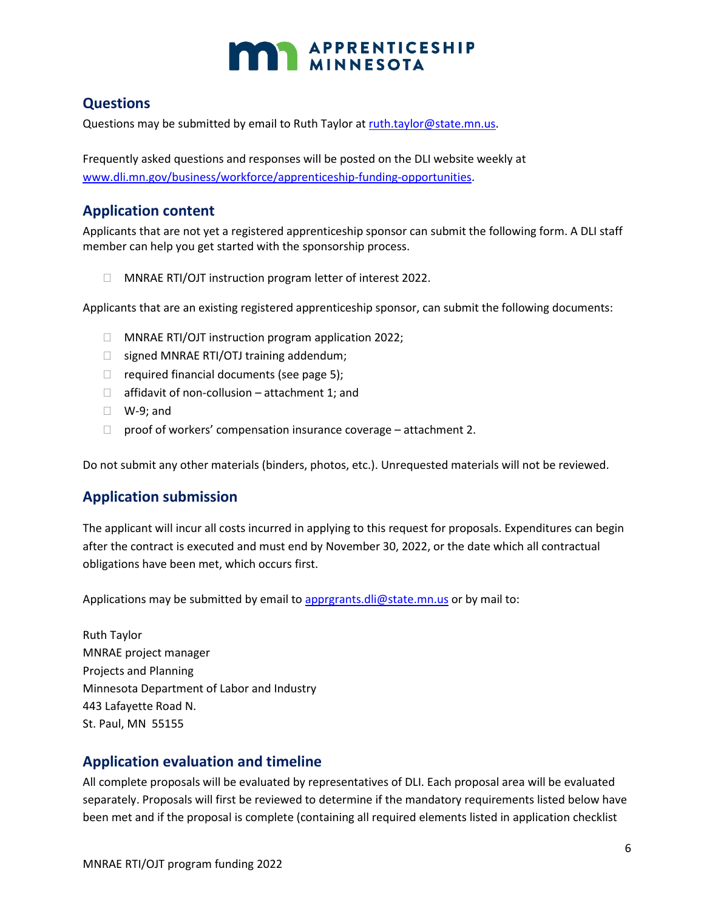## Questions

Questions may be submitted by email to Ruth Taylor at ruth.taylor@state.mn.us.

Frequently asked questions and responses will be posted on the DLI website weekly at www.dli.mn.gov/business/workforce/apprenticeship-funding-opportunities.

## Application content

Applicants that are not yet a registered apprenticeship sponsor can submit the following form. A DLI staff member can help you get started with the sponsorship process.

- MNRAE RTI/OJT instruction program letter of interest 2022.

Applicants that are an existing registered apprenticeship sponsor, can submit the following documents:

- MNRAE RTI/OJT instruction program application 2022;
- signed MNRAE RTI/OTJ training addendum;
- required financial documents (see page 5);
- affidavit of non-collusion – attachment 1; and
- W-9; and
- proof of workers' compensation insurance coverage – attachment 2.

Do not submit any other materials (binders, photos, etc.). Unrequested materials will not be reviewed.

## Application submission

The applicant will incur all costs incurred in applying to this request for proposals. Expenditures can begin after the contract is executed and must end by November 30, 2022, or the date which all contractual obligations have been met, which occurs first.

Applications may be submitted by email to apprgrants.dli@state.mn.us or by mail to:

Ruth Taylor
MNRAE project manager
Projects and Planning
Minnesota Department of Labor and Industry
443 Lafayette Road N.
St. Paul, MN 55155

## Application evaluation and timeline

All complete proposals will be evaluated by representatives of DLI. Each proposal area will be evaluated separately. Proposals will first be reviewed to determine if the mandatory requirements listed below have been met and if the proposal is complete (containing all required elements listed in application checklist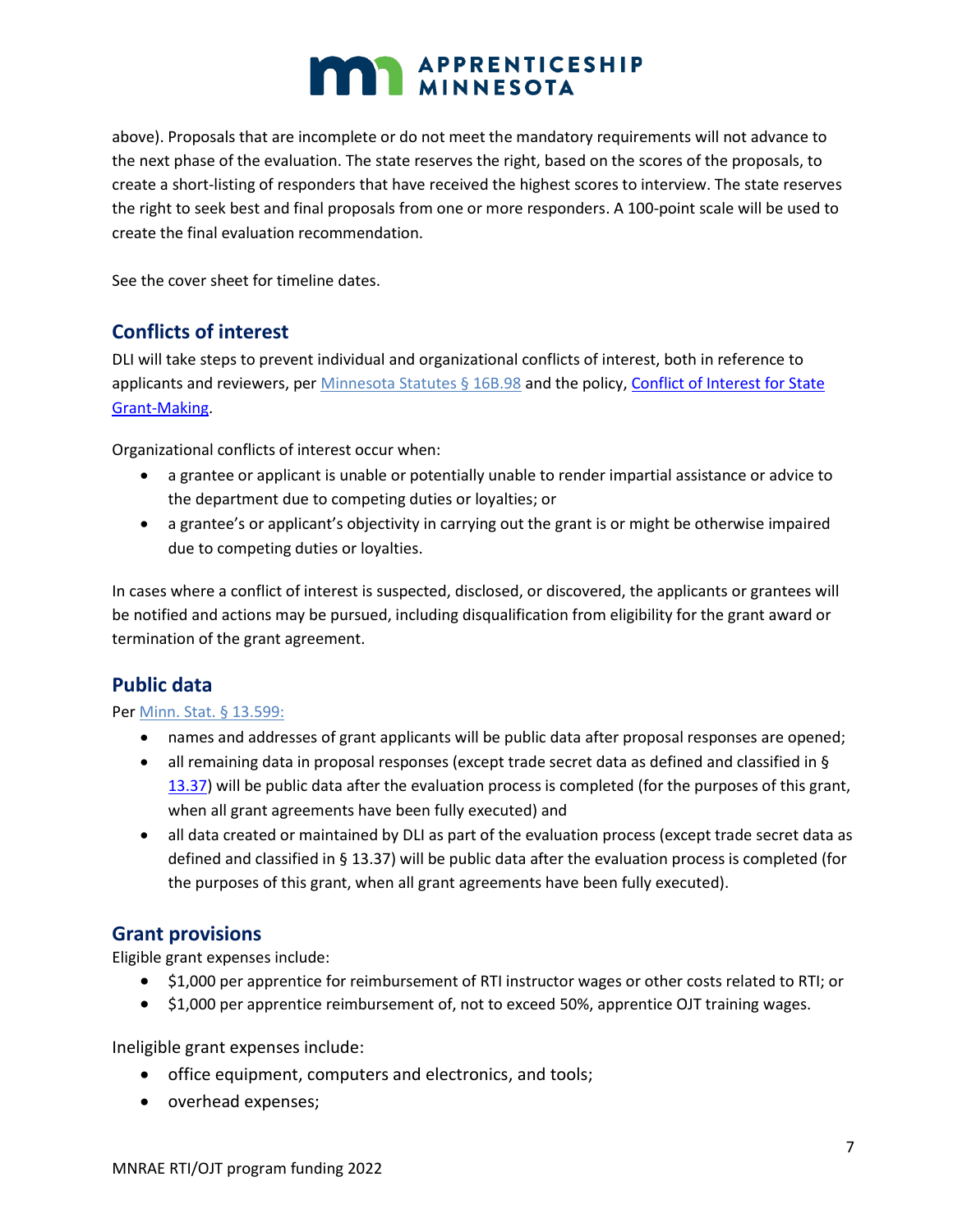above). Proposals that are incomplete or do not meet the mandatory requirements will not advance to the next phase of the evaluation. The state reserves the right, based on the scores of the proposals, to create a short-listing of responders that have received the highest scores to interview. The state reserves the right to seek best and final proposals from one or more responders. A 100-point scale will be used to create the final evaluation recommendation.

See the cover sheet for timeline dates.

## Conflicts of interest

DLI will take steps to prevent individual and organizational conflicts of interest, both in reference to applicants and reviewers, per [Minnesota Statutes § 16B.98] and the policy, [Conflict of Interest for State Grant-Making].

Organizational conflicts of interest occur when:

- a grantee or applicant is unable or potentially unable to render impartial assistance or advice to the department due to competing duties or loyalties; or
- a grantee's or applicant's objectivity in carrying out the grant is or might be otherwise impaired due to competing duties or loyalties.

In cases where a conflict of interest is suspected, disclosed, or discovered, the applicants or grantees will be notified and actions may be pursued, including disqualification from eligibility for the grant award or termination of the grant agreement.

## Public data

Per Minn. Stat. § 13.599:

- names and addresses of grant applicants will be public data after proposal responses are opened;
- all remaining data in proposal responses (except trade secret data as defined and classified in § 13.37) will be public data after the evaluation process is completed (for the purposes of this grant, when all grant agreements have been fully executed) and
- all data created or maintained by DLI as part of the evaluation process (except trade secret data as defined and classified in § 13.37) will be public data after the evaluation process is completed (for the purposes of this grant, when all grant agreements have been fully executed).

## Grant provisions

Eligible grant expenses include:

- $1,000 per apprentice for reimbursement of RTI instructor wages or other costs related to RTI; or
- $1,000 per apprentice reimbursement of, not to exceed 50%, apprentice OJT training wages.

Ineligible grant expenses include:

- office equipment, computers and electronics, and tools;
- overhead expenses;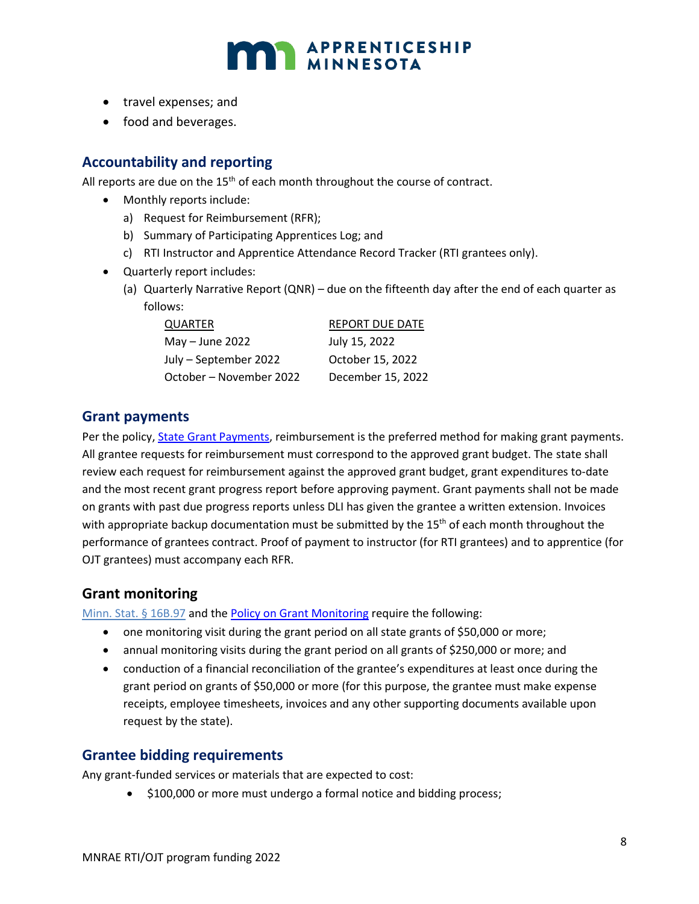- travel expenses; and
- food and beverages.

## Accountability and reporting

All reports are due on the 15th of each month throughout the course of contract.

- Monthly reports include:
  a) Request for Reimbursement (RFR);
  b) Summary of Participating Apprentices Log; and
  c) RTI Instructor and Apprentice Attendance Record Tracker (RTI grantees only).
- Quarterly report includes:
  (a) Quarterly Narrative Report (QNR) – due on the fifteenth day after the end of each quarter as follows:

| QUARTER | REPORT DUE DATE |
| --- | --- |
| May – June 2022 | July 15, 2022 |
| July – September 2022 | October 15, 2022 |
| October – November 2022 | December 15, 2022 |

## Grant payments

Per the policy, [State Grant Payments](), reimbursement is the preferred method for making grant payments. All grantee requests for reimbursement must correspond to the approved grant budget. The state shall review each request for reimbursement against the approved grant budget, grant expenditures to-date and the most recent grant progress report before approving payment. Grant payments shall not be made on grants with past due progress reports unless DLI has given the grantee a written extension. Invoices with appropriate backup documentation must be submitted by the 15th of each month throughout the performance of grantees contract. Proof of payment to instructor (for RTI grantees) and to apprentice (for OJT grantees) must accompany each RFR.

## Grant monitoring

[Minn. Stat. § 16B.97]() and the [Policy on Grant Monitoring]() require the following:

- one monitoring visit during the grant period on all state grants of $50,000 or more;
- annual monitoring visits during the grant period on all grants of $250,000 or more; and
- conduction of a financial reconciliation of the grantee's expenditures at least once during the grant period on grants of $50,000 or more (for this purpose, the grantee must make expense receipts, employee timesheets, invoices and any other supporting documents available upon request by the state).

## Grantee bidding requirements

Any grant-funded services or materials that are expected to cost:

- $100,000 or more must undergo a formal notice and bidding process;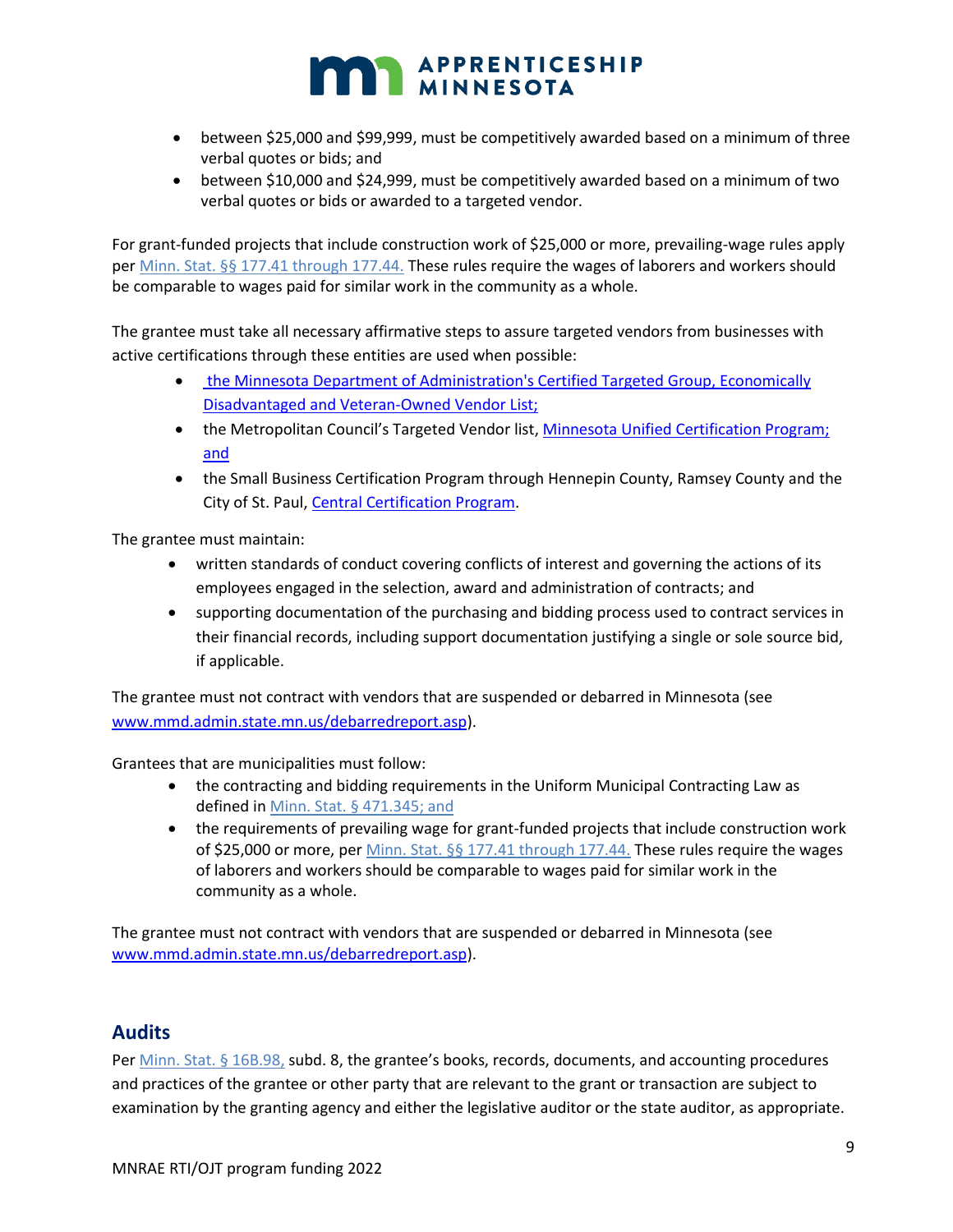- between $25,000 and $99,999, must be competitively awarded based on a minimum of three verbal quotes or bids; and
- between $10,000 and $24,999, must be competitively awarded based on a minimum of two verbal quotes or bids or awarded to a targeted vendor.

For grant-funded projects that include construction work of $25,000 or more, prevailing-wage rules apply per Minn. Stat. §§ 177.41 through 177.44. These rules require the wages of laborers and workers should be comparable to wages paid for similar work in the community as a whole.

The grantee must take all necessary affirmative steps to assure targeted vendors from businesses with active certifications through these entities are used when possible:

- the Minnesota Department of Administration's Certified Targeted Group, Economically Disadvantaged and Veteran-Owned Vendor List;
- the Metropolitan Council's Targeted Vendor list, Minnesota Unified Certification Program; and
- the Small Business Certification Program through Hennepin County, Ramsey County and the City of St. Paul, Central Certification Program.

The grantee must maintain:

- written standards of conduct covering conflicts of interest and governing the actions of its employees engaged in the selection, award and administration of contracts; and
- supporting documentation of the purchasing and bidding process used to contract services in their financial records, including support documentation justifying a single or sole source bid, if applicable.

The grantee must not contract with vendors that are suspended or debarred in Minnesota (see www.mmd.admin.state.mn.us/debarredreport.asp).

Grantees that are municipalities must follow:

- the contracting and bidding requirements in the Uniform Municipal Contracting Law as defined in Minn. Stat. § 471.345; and
- the requirements of prevailing wage for grant-funded projects that include construction work of $25,000 or more, per Minn. Stat. §§ 177.41 through 177.44. These rules require the wages of laborers and workers should be comparable to wages paid for similar work in the community as a whole.

The grantee must not contract with vendors that are suspended or debarred in Minnesota (see www.mmd.admin.state.mn.us/debarredreport.asp).

## Audits

Per Minn. Stat. § 16B.98, subd. 8, the grantee's books, records, documents, and accounting procedures and practices of the grantee or other party that are relevant to the grant or transaction are subject to examination by the granting agency and either the legislative auditor or the state auditor, as appropriate.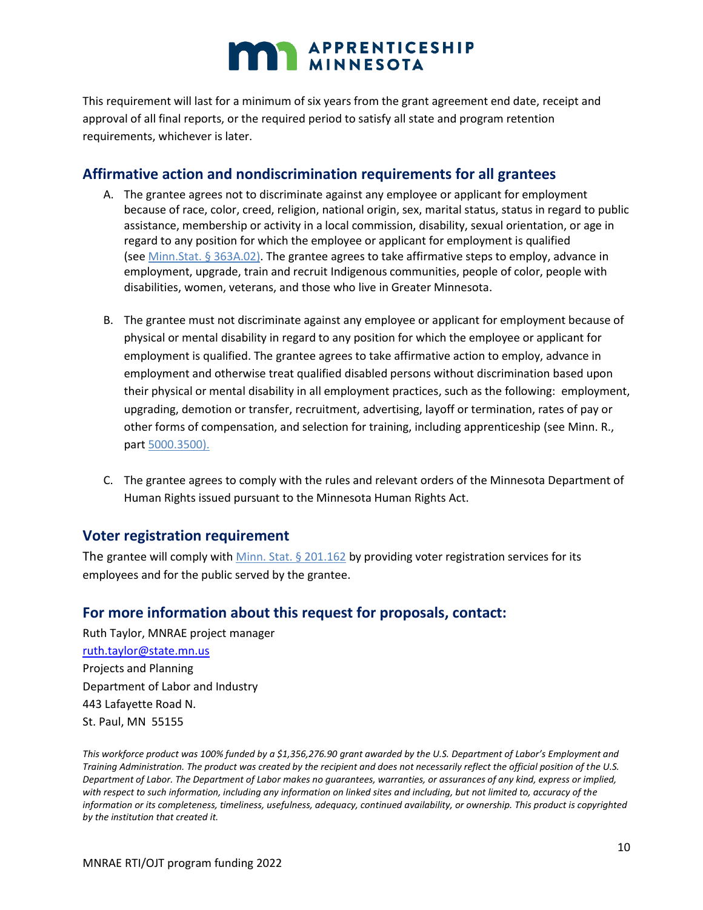This requirement will last for a minimum of six years from the grant agreement end date, receipt and approval of all final reports, or the required period to satisfy all state and program retention requirements, whichever is later.

## Affirmative action and nondiscrimination requirements for all grantees

A. The grantee agrees not to discriminate against any employee or applicant for employment because of race, color, creed, religion, national origin, sex, marital status, status in regard to public assistance, membership or activity in a local commission, disability, sexual orientation, or age in regard to any position for which the employee or applicant for employment is qualified (see Minn.Stat. § 363A.02). The grantee agrees to take affirmative steps to employ, advance in employment, upgrade, train and recruit Indigenous communities, people of color, people with disabilities, women, veterans, and those who live in Greater Minnesota.

B. The grantee must not discriminate against any employee or applicant for employment because of physical or mental disability in regard to any position for which the employee or applicant for employment is qualified. The grantee agrees to take affirmative action to employ, advance in employment and otherwise treat qualified disabled persons without discrimination based upon their physical or mental disability in all employment practices, such as the following: employment, upgrading, demotion or transfer, recruitment, advertising, layoff or termination, rates of pay or other forms of compensation, and selection for training, including apprenticeship (see Minn. R., part 5000.3500).

C. The grantee agrees to comply with the rules and relevant orders of the Minnesota Department of Human Rights issued pursuant to the Minnesota Human Rights Act.

## Voter registration requirement

The grantee will comply with Minn. Stat. § 201.162 by providing voter registration services for its employees and for the public served by the grantee.

## For more information about this request for proposals, contact:

Ruth Taylor, MNRAE project manager
ruth.taylor@state.mn.us
Projects and Planning
Department of Labor and Industry
443 Lafayette Road N.
St. Paul, MN 55155

*This workforce product was 100% funded by a $1,356,276.90 grant awarded by the U.S. Department of Labor's Employment and Training Administration. The product was created by the recipient and does not necessarily reflect the official position of the U.S. Department of Labor. The Department of Labor makes no guarantees, warranties, or assurances of any kind, express or implied, with respect to such information, including any information on linked sites and including, but not limited to, accuracy of the information or its completeness, timeliness, usefulness, adequacy, continued availability, or ownership. This product is copyrighted by the institution that created it.*